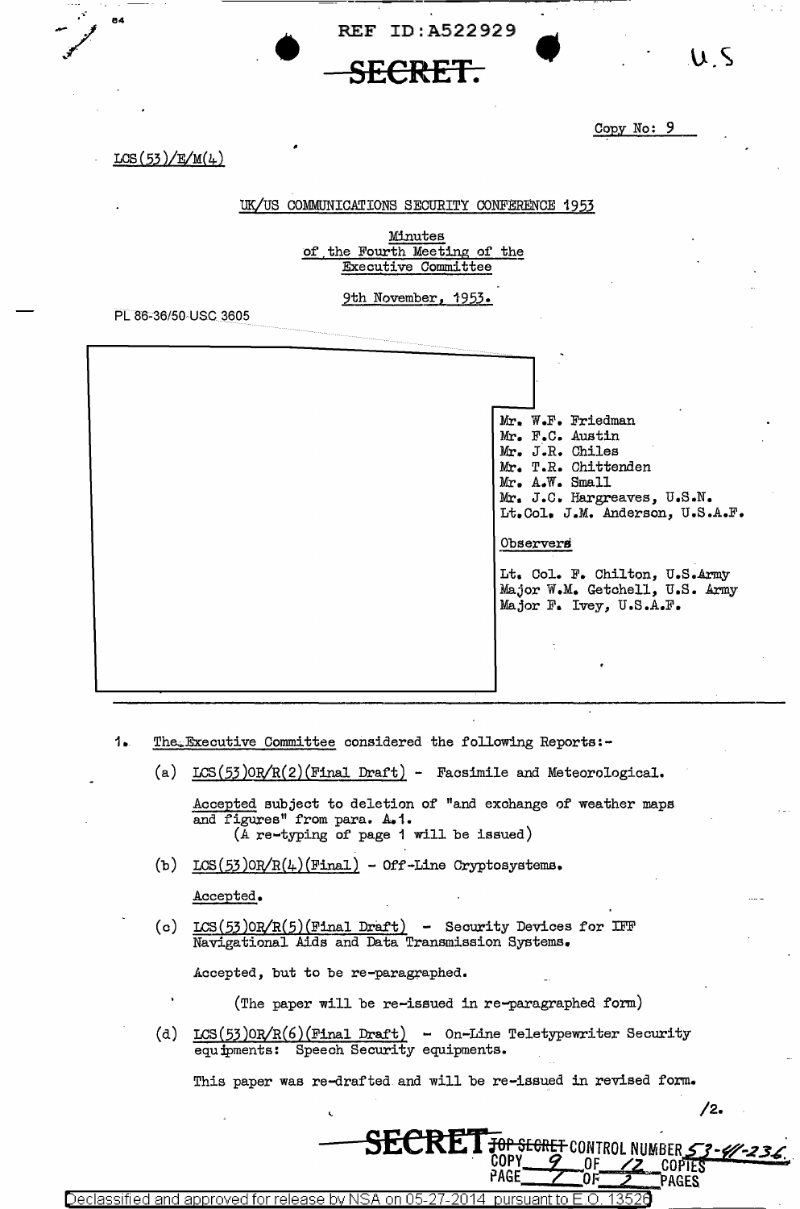REF ID:A522929

SECRET

U.S

Copy No: 9

LCS(53)/E/M(4)

UK/US COMMUNICATIONS SECURITY CONFERENCE 1953

Minutes
of the Fourth Meeting of the
Executive Committee

9th November, 1953.

PL 86-36/50 USC 3605

Mr. W.F. Friedman
Mr. F.C. Austin
Mr. J.R. Chiles
Mr. T.R. Chittenden
Mr. A.W. Small
Mr. J.C. Hargreaves, U.S.N.
Lt.Col. J.M. Anderson, U.S.A.F.

Observers

Lt. Col. F. Chilton, U.S.Army
Major W.M. Getchell, U.S. Army
Major F. Ivey, U.S.A.F.

1. The Executive Committee considered the following Reports:-

(a) LCS(53)OR/R(2)(Final Draft) - Facsimile and Meteorological.

Accepted subject to deletion of "and exchange of weather maps and figures" from para. A.1.
(A re-typing of page 1 will be issued)

(b) LCS(53)OR/R(4)(Final) - Off-Line Cryptosystems.

Accepted.

(c) LCS(53)OR/R(5)(Final Draft) - Security Devices for IFF Navigational Aids and Data Transmission Systems.

Accepted, but to be re-paragraphed.

(The paper will be re-issued in re-paragraphed form)

(d) LCS(53)OR/R(6)(Final Draft) - On-Line Teletypewriter Security equipments: Speech Security equipments.

This paper was re-drafted and will be re-issued in revised form.

/2.

SECRET TOP SECRET CONTROL NUMBER 53-4-236
COPY 9 OF 12 COPIES
PAGE 1 OF 2 PAGES

Declassified and approved for release by NSA on 05-27-2014 pursuant to E.O. 13526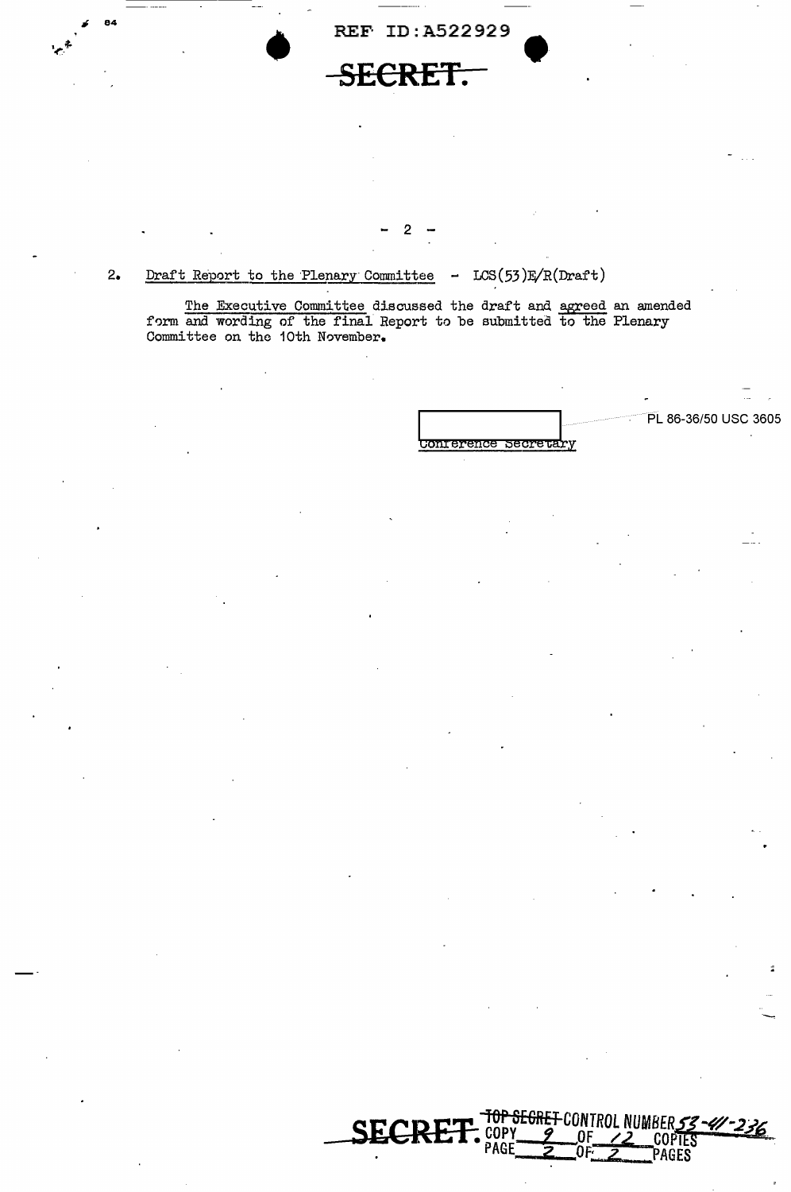REF ID:A522929

SECRET

2. Draft Report to the Plenary Committee - LCS(53)E/R(Draft)

The Executive Committee discussed the draft and agreed an amended form and wording of the final Report to be submitted to the Plenary Committee on the 10th November.

PL 86-36/50 USC 3605

Conference Secretary

SECRET. TOP SECRET CONTROL NUMBER 53-41-236 COPY 9 OF 12 COPIES PAGE 2 OF 2 PAGES